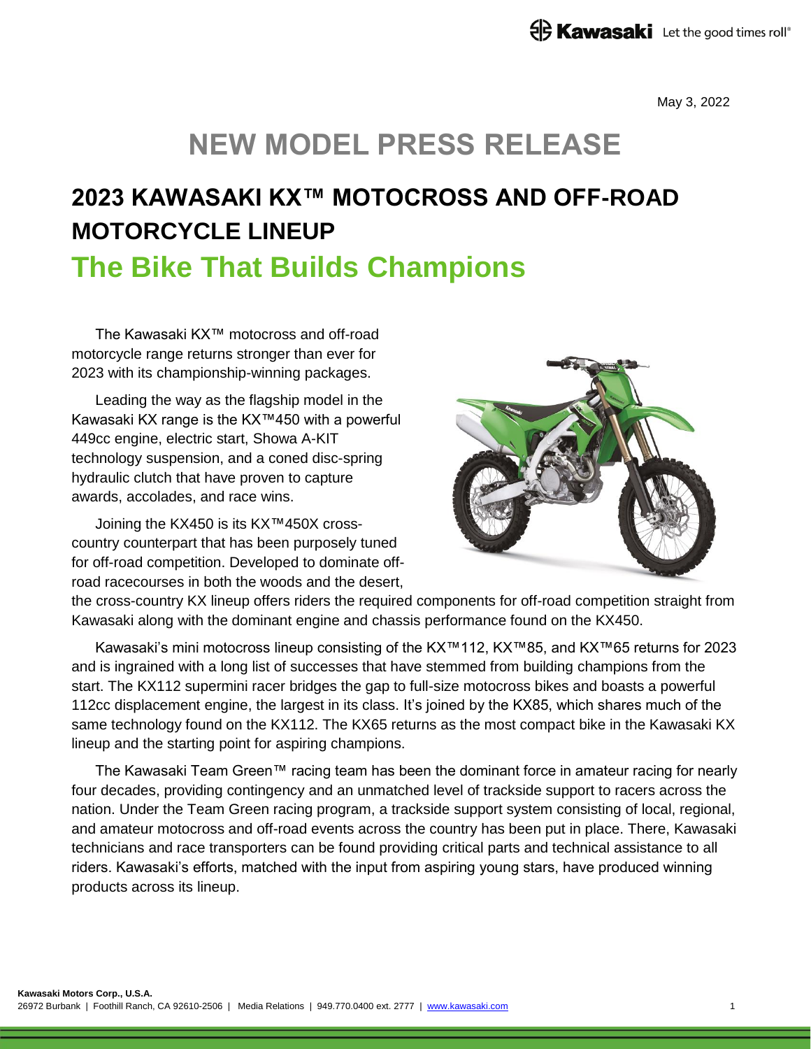May 3, 2022

# NEW MODEL PRESS RELEASE

## 2023 KAWASAKI KX™ MOTOCROSS AND OFF-ROAD MOTORCYCLE LINEUP

## The Bike That Builds Champions

The Kawasaki KX™ motocross and off-road motorcycle range returns stronger than ever for 2023 with its championship-winning packages.

Leading the way as the flagship model in the Kawasaki KX range is the KX™450 with a powerful 449cc engine, electric start, Showa A-KIT technology suspension, and a coned disc-spring hydraulic clutch that have proven to capture awards, accolades, and race wins.

Joining the KX450 is its KX™450X cross-country counterpart that has been purposely tuned for off-road competition. Developed to dominate off-road racecourses in both the woods and the desert, the cross-country KX lineup offers riders the required components for off-road competition straight from Kawasaki along with the dominant engine and chassis performance found on the KX450.

Kawasaki's mini motocross lineup consisting of the KX™112, KX™85, and KX™65 returns for 2023 and is ingrained with a long list of successes that have stemmed from building champions from the start. The KX112 supermini racer bridges the gap to full-size motocross bikes and boasts a powerful 112cc displacement engine, the largest in its class. It's joined by the KX85, which shares much of the same technology found on the KX112. The KX65 returns as the most compact bike in the Kawasaki KX lineup and the starting point for aspiring champions.

The Kawasaki Team Green™ racing team has been the dominant force in amateur racing for nearly four decades, providing contingency and an unmatched level of trackside support to racers across the nation. Under the Team Green racing program, a trackside support system consisting of local, regional, and amateur motocross and off-road events across the country has been put in place. There, Kawasaki technicians and race transporters can be found providing critical parts and technical assistance to all riders. Kawasaki's efforts, matched with the input from aspiring young stars, have produced winning products across its lineup.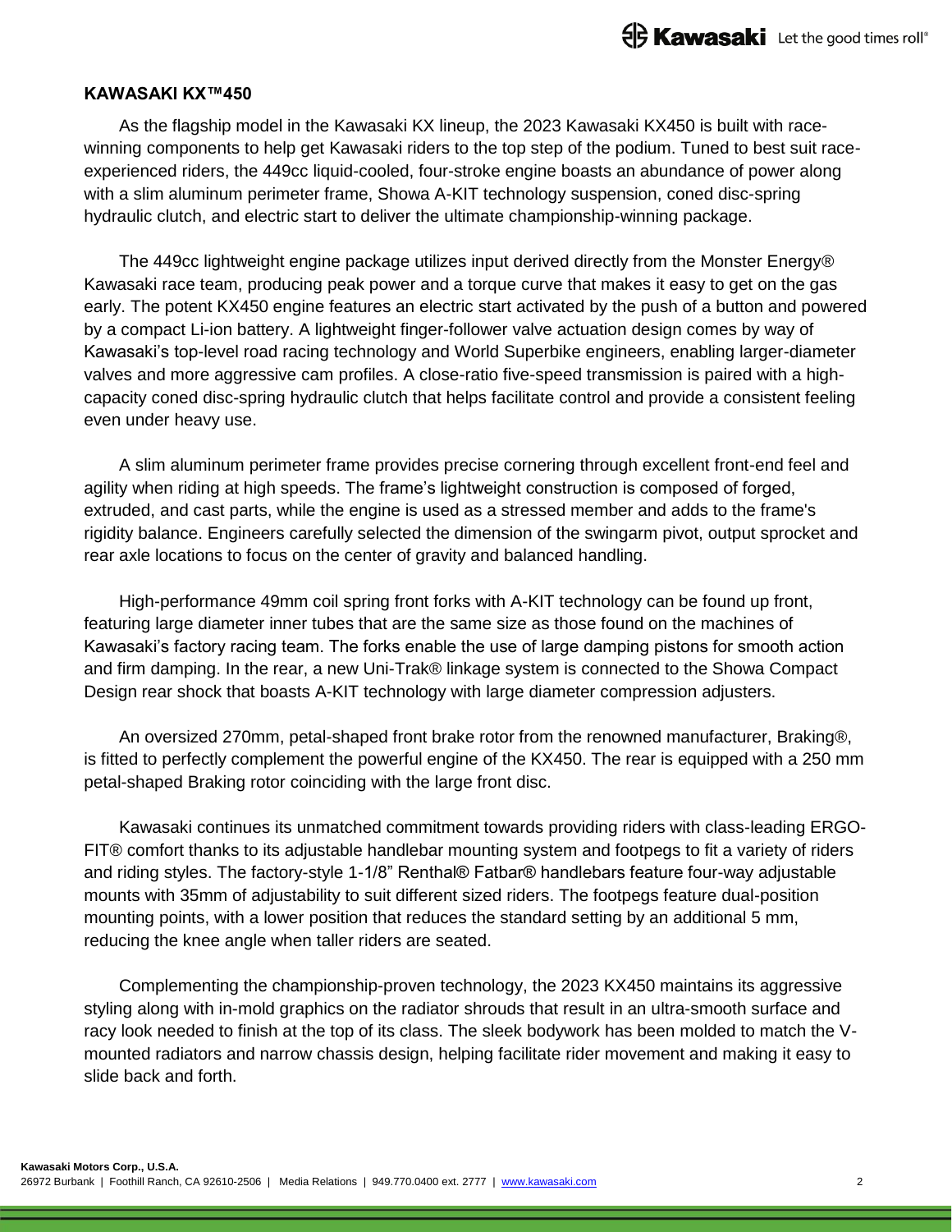**KAWASAKI KX™450**

As the flagship model in the Kawasaki KX lineup, the 2023 Kawasaki KX450 is built with race-winning components to help get Kawasaki riders to the top step of the podium. Tuned to best suit race-experienced riders, the 449cc liquid-cooled, four-stroke engine boasts an abundance of power along with a slim aluminum perimeter frame, Showa A-KIT technology suspension, coned disc-spring hydraulic clutch, and electric start to deliver the ultimate championship-winning package.

The 449cc lightweight engine package utilizes input derived directly from the Monster Energy® Kawasaki race team, producing peak power and a torque curve that makes it easy to get on the gas early. The potent KX450 engine features an electric start activated by the push of a button and powered by a compact Li-ion battery. A lightweight finger-follower valve actuation design comes by way of Kawasaki's top-level road racing technology and World Superbike engineers, enabling larger-diameter valves and more aggressive cam profiles. A close-ratio five-speed transmission is paired with a high-capacity coned disc-spring hydraulic clutch that helps facilitate control and provide a consistent feeling even under heavy use.

A slim aluminum perimeter frame provides precise cornering through excellent front-end feel and agility when riding at high speeds. The frame's lightweight construction is composed of forged, extruded, and cast parts, while the engine is used as a stressed member and adds to the frame's rigidity balance. Engineers carefully selected the dimension of the swingarm pivot, output sprocket and rear axle locations to focus on the center of gravity and balanced handling.

High-performance 49mm coil spring front forks with A-KIT technology can be found up front, featuring large diameter inner tubes that are the same size as those found on the machines of Kawasaki's factory racing team. The forks enable the use of large damping pistons for smooth action and firm damping. In the rear, a new Uni-Trak® linkage system is connected to the Showa Compact Design rear shock that boasts A-KIT technology with large diameter compression adjusters.

An oversized 270mm, petal-shaped front brake rotor from the renowned manufacturer, Braking®, is fitted to perfectly complement the powerful engine of the KX450. The rear is equipped with a 250 mm petal-shaped Braking rotor coinciding with the large front disc.

Kawasaki continues its unmatched commitment towards providing riders with class-leading ERGO-FIT® comfort thanks to its adjustable handlebar mounting system and footpegs to fit a variety of riders and riding styles. The factory-style 1-1/8" Renthal® Fatbar® handlebars feature four-way adjustable mounts with 35mm of adjustability to suit different sized riders. The footpegs feature dual-position mounting points, with a lower position that reduces the standard setting by an additional 5 mm, reducing the knee angle when taller riders are seated.

Complementing the championship-proven technology, the 2023 KX450 maintains its aggressive styling along with in-mold graphics on the radiator shrouds that result in an ultra-smooth surface and racy look needed to finish at the top of its class. The sleek bodywork has been molded to match the V-mounted radiators and narrow chassis design, helping facilitate rider movement and making it easy to slide back and forth.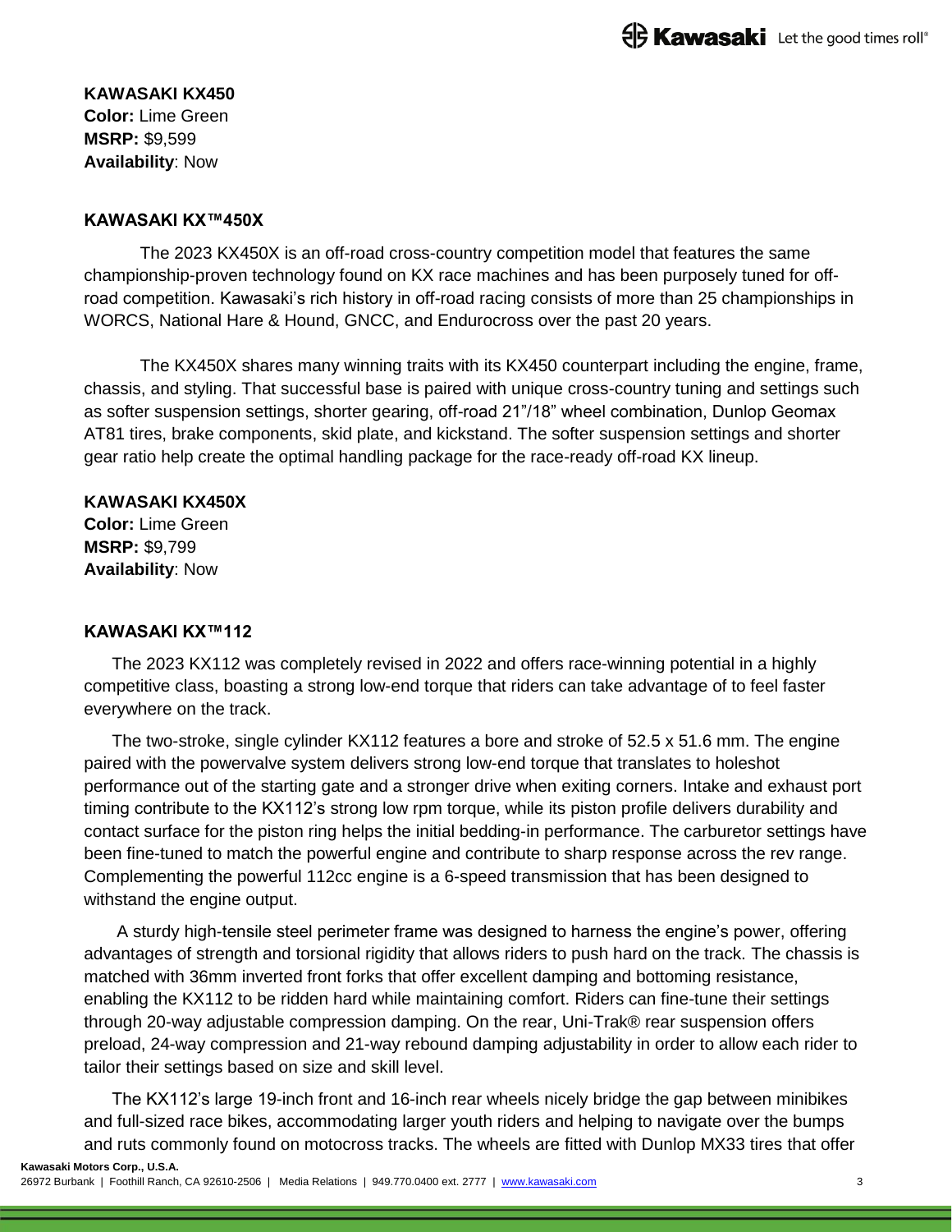**KAWASAKI KX450**
**Color:** Lime Green
**MSRP:** $9,599
**Availability**: Now

## KAWASAKI KX™450X

The 2023 KX450X is an off-road cross-country competition model that features the same championship-proven technology found on KX race machines and has been purposely tuned for off-road competition. Kawasaki's rich history in off-road racing consists of more than 25 championships in WORCS, National Hare & Hound, GNCC, and Endurocross over the past 20 years.

The KX450X shares many winning traits with its KX450 counterpart including the engine, frame, chassis, and styling. That successful base is paired with unique cross-country tuning and settings such as softer suspension settings, shorter gearing, off-road 21"/18" wheel combination, Dunlop Geomax AT81 tires, brake components, skid plate, and kickstand. The softer suspension settings and shorter gear ratio help create the optimal handling package for the race-ready off-road KX lineup.

**KAWASAKI KX450X**
**Color:** Lime Green
**MSRP:** $9,799
**Availability**: Now

## KAWASAKI KX™112

The 2023 KX112 was completely revised in 2022 and offers race-winning potential in a highly competitive class, boasting a strong low-end torque that riders can take advantage of to feel faster everywhere on the track.

The two-stroke, single cylinder KX112 features a bore and stroke of 52.5 x 51.6 mm. The engine paired with the powervalve system delivers strong low-end torque that translates to holeshot performance out of the starting gate and a stronger drive when exiting corners. Intake and exhaust port timing contribute to the KX112's strong low rpm torque, while its piston profile delivers durability and contact surface for the piston ring helps the initial bedding-in performance. The carburetor settings have been fine-tuned to match the powerful engine and contribute to sharp response across the rev range. Complementing the powerful 112cc engine is a 6-speed transmission that has been designed to withstand the engine output.

A sturdy high-tensile steel perimeter frame was designed to harness the engine's power, offering advantages of strength and torsional rigidity that allows riders to push hard on the track. The chassis is matched with 36mm inverted front forks that offer excellent damping and bottoming resistance, enabling the KX112 to be ridden hard while maintaining comfort. Riders can fine-tune their settings through 20-way adjustable compression damping. On the rear, Uni-Trak® rear suspension offers preload, 24-way compression and 21-way rebound damping adjustability in order to allow each rider to tailor their settings based on size and skill level.

The KX112's large 19-inch front and 16-inch rear wheels nicely bridge the gap between minibikes and full-sized race bikes, accommodating larger youth riders and helping to navigate over the bumps and ruts commonly found on motocross tracks. The wheels are fitted with Dunlop MX33 tires that offer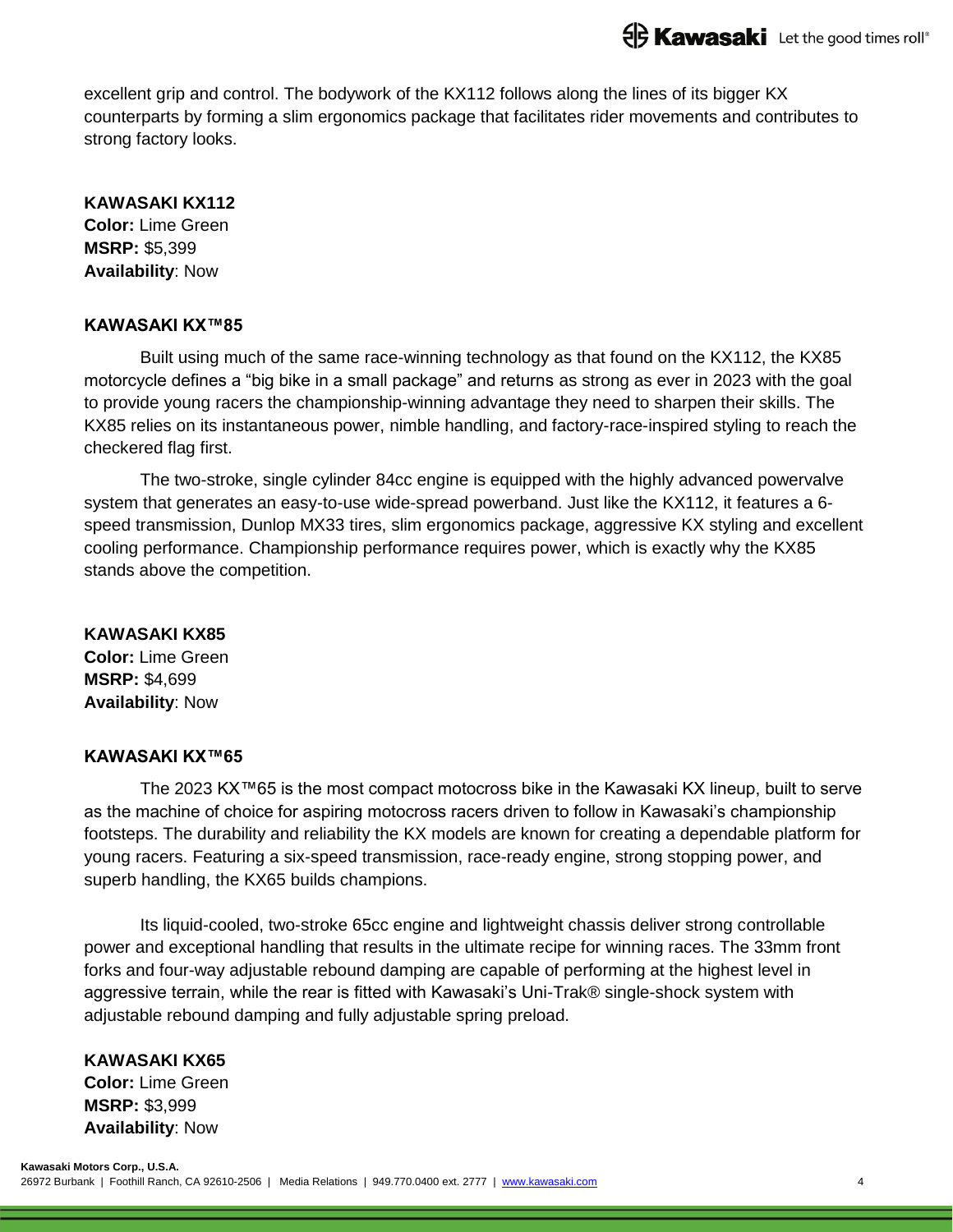excellent grip and control. The bodywork of the KX112 follows along the lines of its bigger KX counterparts by forming a slim ergonomics package that facilitates rider movements and contributes to strong factory looks.

**KAWASAKI KX112**
**Color:** Lime Green
**MSRP:** $5,399
**Availability**: Now

**KAWASAKI KX™85**

Built using much of the same race-winning technology as that found on the KX112, the KX85 motorcycle defines a "big bike in a small package" and returns as strong as ever in 2023 with the goal to provide young racers the championship-winning advantage they need to sharpen their skills. The KX85 relies on its instantaneous power, nimble handling, and factory-race-inspired styling to reach the checkered flag first.

The two-stroke, single cylinder 84cc engine is equipped with the highly advanced powervalve system that generates an easy-to-use wide-spread powerband. Just like the KX112, it features a 6-speed transmission, Dunlop MX33 tires, slim ergonomics package, aggressive KX styling and excellent cooling performance. Championship performance requires power, which is exactly why the KX85 stands above the competition.

**KAWASAKI KX85**
**Color:** Lime Green
**MSRP:** $4,699
**Availability**: Now

**KAWASAKI KX™65**

The 2023 KX™65 is the most compact motocross bike in the Kawasaki KX lineup, built to serve as the machine of choice for aspiring motocross racers driven to follow in Kawasaki's championship footsteps. The durability and reliability the KX models are known for creating a dependable platform for young racers. Featuring a six-speed transmission, race-ready engine, strong stopping power, and superb handling, the KX65 builds champions.

Its liquid-cooled, two-stroke 65cc engine and lightweight chassis deliver strong controllable power and exceptional handling that results in the ultimate recipe for winning races. The 33mm front forks and four-way adjustable rebound damping are capable of performing at the highest level in aggressive terrain, while the rear is fitted with Kawasaki's Uni-Trak® single-shock system with adjustable rebound damping and fully adjustable spring preload.

**KAWASAKI KX65**
**Color:** Lime Green
**MSRP:** $3,999
**Availability**: Now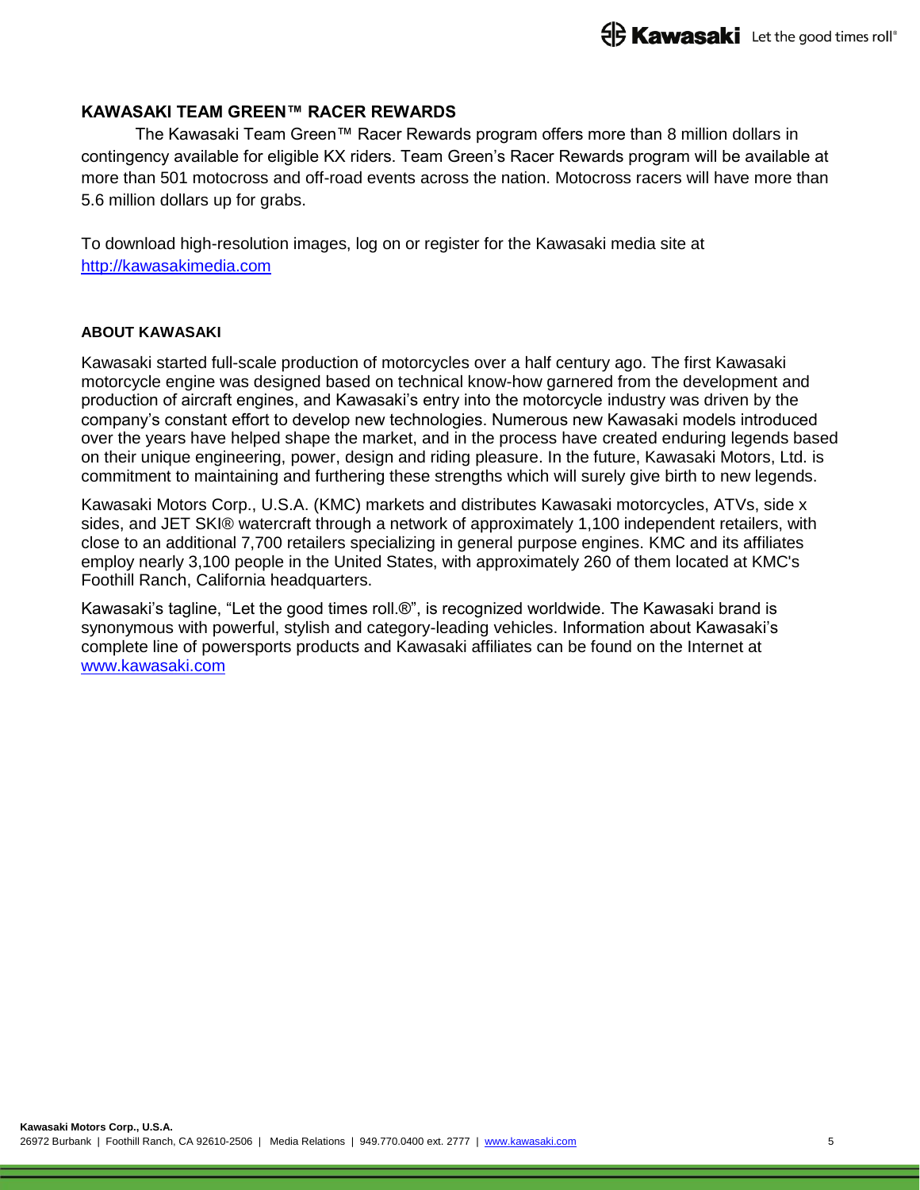## KAWASAKI TEAM GREEN™ RACER REWARDS

The Kawasaki Team Green™ Racer Rewards program offers more than 8 million dollars in contingency available for eligible KX riders. Team Green's Racer Rewards program will be available at more than 501 motocross and off-road events across the nation. Motocross racers will have more than 5.6 million dollars up for grabs.

To download high-resolution images, log on or register for the Kawasaki media site at [http://kawasakimedia.com](http://kawasakimedia.com)

### ABOUT KAWASAKI

Kawasaki started full-scale production of motorcycles over a half century ago. The first Kawasaki motorcycle engine was designed based on technical know-how garnered from the development and production of aircraft engines, and Kawasaki's entry into the motorcycle industry was driven by the company's constant effort to develop new technologies. Numerous new Kawasaki models introduced over the years have helped shape the market, and in the process have created enduring legends based on their unique engineering, power, design and riding pleasure. In the future, Kawasaki Motors, Ltd. is commitment to maintaining and furthering these strengths which will surely give birth to new legends.

Kawasaki Motors Corp., U.S.A. (KMC) markets and distributes Kawasaki motorcycles, ATVs, side x sides, and JET SKI® watercraft through a network of approximately 1,100 independent retailers, with close to an additional 7,700 retailers specializing in general purpose engines. KMC and its affiliates employ nearly 3,100 people in the United States, with approximately 260 of them located at KMC's Foothill Ranch, California headquarters.

Kawasaki's tagline, "Let the good times roll.®", is recognized worldwide. The Kawasaki brand is synonymous with powerful, stylish and category-leading vehicles. Information about Kawasaki's complete line of powersports products and Kawasaki affiliates can be found on the Internet at [www.kawasaki.com](http://www.kawasaki.com)